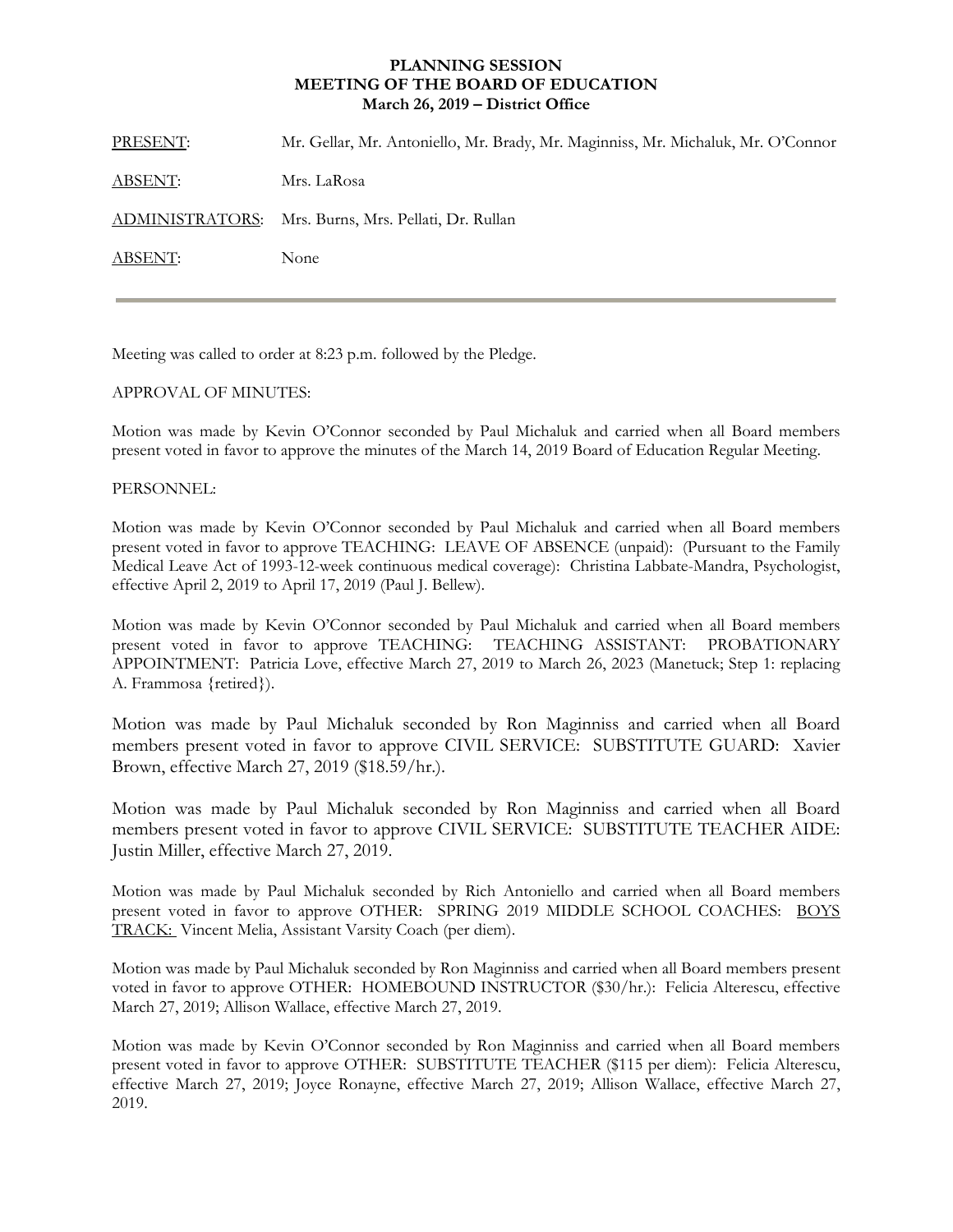**PLANNING SESSION**
**MEETING OF THE BOARD OF EDUCATION**
**March 26, 2019 – District Office**

PRESENT: Mr. Gellar, Mr. Antoniello, Mr. Brady, Mr. Maginniss, Mr. Michaluk, Mr. O'Connor

ABSENT: Mrs. LaRosa

ADMINISTRATORS: Mrs. Burns, Mrs. Pellati, Dr. Rullan

ABSENT: None

---

Meeting was called to order at 8:23 p.m. followed by the Pledge.

APPROVAL OF MINUTES:

Motion was made by Kevin O'Connor seconded by Paul Michaluk and carried when all Board members present voted in favor to approve the minutes of the March 14, 2019 Board of Education Regular Meeting.

PERSONNEL:

Motion was made by Kevin O'Connor seconded by Paul Michaluk and carried when all Board members present voted in favor to approve TEACHING: LEAVE OF ABSENCE (unpaid): (Pursuant to the Family Medical Leave Act of 1993-12-week continuous medical coverage): Christina Labbate-Mandra, Psychologist, effective April 2, 2019 to April 17, 2019 (Paul J. Bellew).

Motion was made by Kevin O'Connor seconded by Paul Michaluk and carried when all Board members present voted in favor to approve TEACHING: TEACHING ASSISTANT: PROBATIONARY APPOINTMENT: Patricia Love, effective March 27, 2019 to March 26, 2023 (Manetuck; Step 1: replacing A. Frammosa {retired}).

Motion was made by Paul Michaluk seconded by Ron Maginniss and carried when all Board members present voted in favor to approve CIVIL SERVICE: SUBSTITUTE GUARD: Xavier Brown, effective March 27, 2019 ($18.59/hr.).

Motion was made by Paul Michaluk seconded by Ron Maginniss and carried when all Board members present voted in favor to approve CIVIL SERVICE: SUBSTITUTE TEACHER AIDE: Justin Miller, effective March 27, 2019.

Motion was made by Paul Michaluk seconded by Rich Antoniello and carried when all Board members present voted in favor to approve OTHER: SPRING 2019 MIDDLE SCHOOL COACHES: BOYS TRACK: Vincent Melia, Assistant Varsity Coach (per diem).

Motion was made by Paul Michaluk seconded by Ron Maginniss and carried when all Board members present voted in favor to approve OTHER: HOMEBOUND INSTRUCTOR ($30/hr.): Felicia Alterescu, effective March 27, 2019; Allison Wallace, effective March 27, 2019.

Motion was made by Kevin O'Connor seconded by Ron Maginniss and carried when all Board members present voted in favor to approve OTHER: SUBSTITUTE TEACHER ($115 per diem): Felicia Alterescu, effective March 27, 2019; Joyce Ronayne, effective March 27, 2019; Allison Wallace, effective March 27, 2019.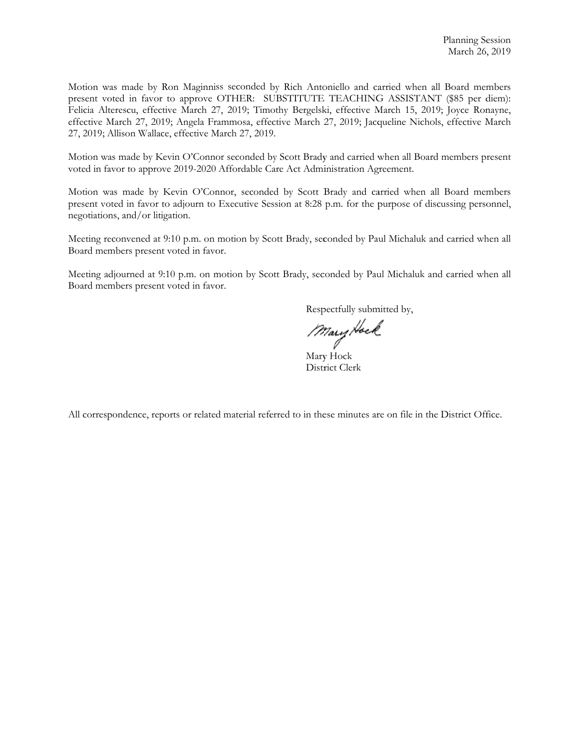Motion was made by Ron Maginniss seconded by Rich Antoniello and carried when all Board members present voted in favor to approve OTHER: SUBSTITUTE TEACHING ASSISTANT ($85 per diem): Felicia Alterescu, effective March 27, 2019; Timothy Bergelski, effective March 15, 2019; Joyce Ronayne, effective March 27, 2019; Angela Frammosa, effective March 27, 2019; Jacqueline Nichols, effective March 27, 2019; Allison Wallace, effective March 27, 2019.

Motion was made by Kevin O'Connor seconded by Scott Brady and carried when all Board members present voted in favor to approve 2019-2020 Affordable Care Act Administration Agreement.

Motion was made by Kevin O'Connor, seconded by Scott Brady and carried when all Board members present voted in favor to adjourn to Executive Session at 8:28 p.m. for the purpose of discussing personnel, negotiations, and/or litigation.

Meeting reconvened at 9:10 p.m. on motion by Scott Brady, seconded by Paul Michaluk and carried when all Board members present voted in favor.

Meeting adjourned at 9:10 p.m. on motion by Scott Brady, seconded by Paul Michaluk and carried when all Board members present voted in favor.

Respectfully submitted by,

Mary Hock

Mary Hock
District Clerk

All correspondence, reports or related material referred to in these minutes are on file in the District Office.